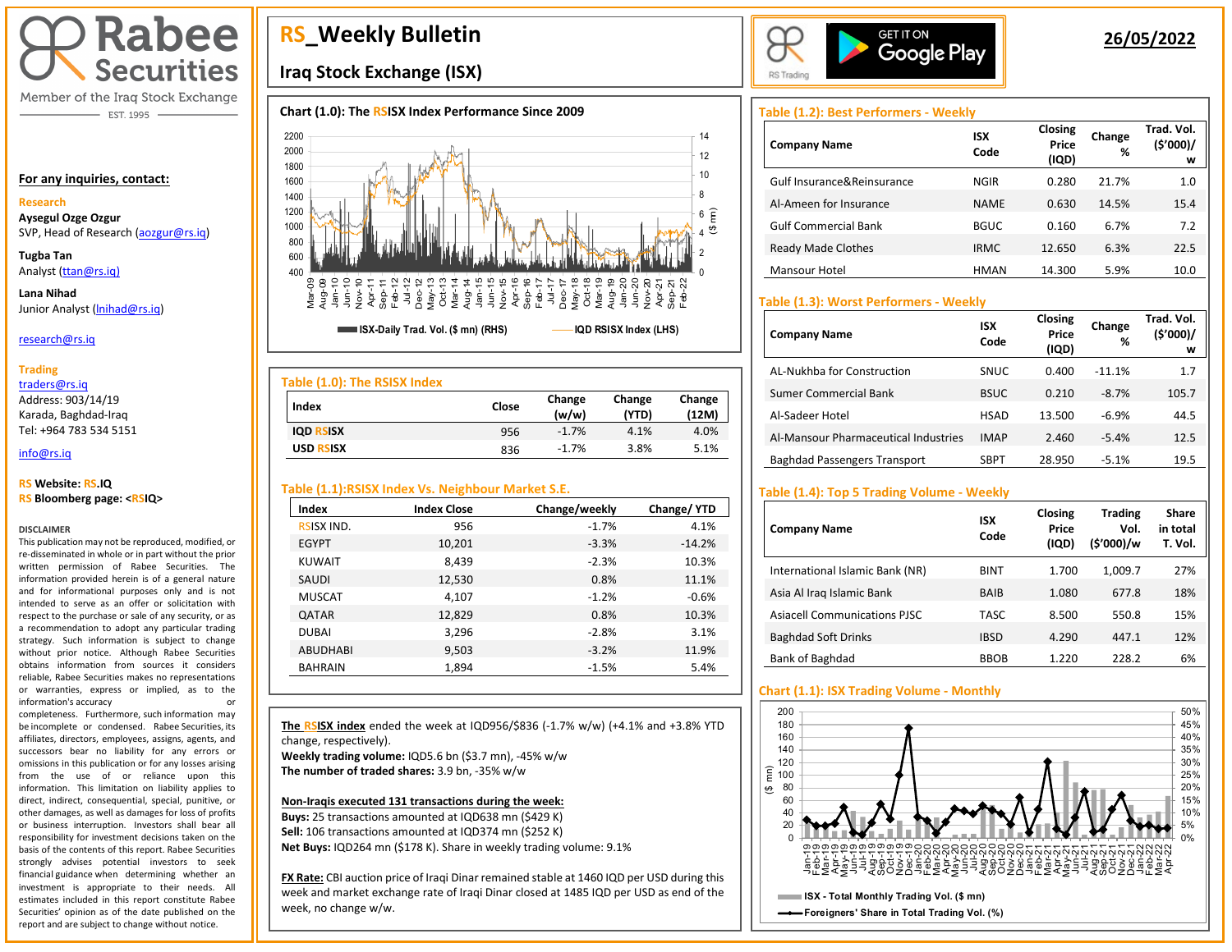# RS_Weekly Bulletin

## Iraq Stock Exchange (ISX)

**26/05/2022**

Rabee Securities
Member of the Iraq Stock Exchange
EST. 1995

**For any inquiries, contact:**

**Research**

**Aysegul Ozge Ozgur**
SVP, Head of Research (aozgur@rs.iq)

**Tugba Tan**
Analyst (ttan@rs.iq)

**Lana Nihad**
Junior Analyst (lnihad@rs.iq)

research@rs.iq

**Trading**
traders@rs.iq
Address: 903/14/19
Karada, Baghdad-Iraq
Tel: +964 783 534 5151

info@rs.iq

**RS Website: RS.IQ**
**RS Bloomberg page: <RSIQ>**

**DISCLAIMER**
This publication may not be reproduced, modified, or re-disseminated in whole or in part without the prior written permission of Rabee Securities. The information provided herein is of a general nature and for informational purposes only and is not intended to serve as an offer or solicitation with respect to the purchase or sale of any security, or as a recommendation to adopt any particular trading strategy. Such information is subject to change without prior notice. Although Rabee Securities obtains information from sources it considers reliable, Rabee Securities makes no representations or warranties, express or implied, as to the information's accuracy or completeness. Furthermore, such information may be incomplete or condensed. Rabee Securities, its affiliates, directors, employees, assigns, agents, and successors bear no liability for any errors or omissions in this publication or for any losses arising from the use of or reliance upon this information. This limitation on liability applies to direct, indirect, consequential, special, punitive, or other damages, as well as damages for loss of profits or business interruption. Investors shall bear all responsibility for investment decisions taken on the basis of the contents of this report. Rabee Securities strongly advises potential investors to seek financial guidance when determining whether an investment is appropriate to their needs. All estimates included in this report constitute Rabee Securities' opinion as of the date published on the report and are subject to change without notice.

**Chart (1.0): The RSISX Index Performance Since 2009**

(Legend: ISX-Daily Trad. Vol. ($ mn) (RHS); IQD RSISX Index (LHS))

### Table (1.0): The RSISX Index

| Index | Close | Change (w/w) | Change (YTD) | Change (12M) |
|---|---|---|---|---|
| IQD RSISX | 956 | -1.7% | 4.1% | 4.0% |
| USD RSISX | 836 | -1.7% | 3.8% | 5.1% |

### Table (1.1): RSISX Index Vs. Neighbour Market S.E.

| Index | Index Close | Change/weekly | Change/ YTD |
|---|---|---|---|
| RSISX IND. | 956 | -1.7% | 4.1% |
| EGYPT | 10,201 | -3.3% | -14.2% |
| KUWAIT | 8,439 | -2.3% | 10.3% |
| SAUDI | 12,530 | 0.8% | 11.1% |
| MUSCAT | 4,107 | -1.2% | -0.6% |
| QATAR | 12,829 | 0.8% | 10.3% |
| DUBAI | 3,296 | -2.8% | 3.1% |
| ABUDHABI | 9,503 | -3.2% | 11.9% |
| BAHRAIN | 1,894 | -1.5% | 5.4% |

**The RSISX index** ended the week at IQD956/$836 (-1.7% w/w) (+4.1% and +3.8% YTD change, respectively).
**Weekly trading volume:** IQD5.6 bn ($3.7 mn), -45% w/w
**The number of traded shares:** 3.9 bn, -35% w/w

**Non-Iraqis executed 131 transactions during the week:**
**Buys:** 25 transactions amounted at IQD638 mn ($429 K)
**Sell:** 106 transactions amounted at IQD374 mn ($252 K)
**Net Buys:** IQD264 mn ($178 K). Share in weekly trading volume: 9.1%

**FX Rate:** CBI auction price of Iraqi Dinar remained stable at 1460 IQD per USD during this week and market exchange rate of Iraqi Dinar closed at 1485 IQD per USD as end of the week, no change w/w.

### Table (1.2): Best Performers - Weekly

| Company Name | ISX Code | Closing Price (IQD) | Change % | Trad. Vol. ($'000)/ w |
|---|---|---|---|---|
| Gulf Insurance&Reinsurance | NGIR | 0.280 | 21.7% | 1.0 |
| Al-Ameen for Insurance | NAME | 0.630 | 14.5% | 15.4 |
| Gulf Commercial Bank | BGUC | 0.160 | 6.7% | 7.2 |
| Ready Made Clothes | IRMC | 12.650 | 6.3% | 22.5 |
| Mansour Hotel | HMAN | 14.300 | 5.9% | 10.0 |

### Table (1.3): Worst Performers - Weekly

| Company Name | ISX Code | Closing Price (IQD) | Change % | Trad. Vol. ($'000)/ w |
|---|---|---|---|---|
| AL-Nukhba for Construction | SNUC | 0.400 | -11.1% | 1.7 |
| Sumer Commercial Bank | BSUC | 0.210 | -8.7% | 105.7 |
| Al-Sadeer Hotel | HSAD | 13.500 | -6.9% | 44.5 |
| Al-Mansour Pharmaceutical Industries | IMAP | 2.460 | -5.4% | 12.5 |
| Baghdad Passengers Transport | SBPT | 28.950 | -5.1% | 19.5 |

### Table (1.4): Top 5 Trading Volume - Weekly

| Company Name | ISX Code | Closing Price (IQD) | Trading Vol. ($'000)/w | Share in total T. Vol. |
|---|---|---|---|---|
| International Islamic Bank (NR) | BINT | 1.700 | 1,009.7 | 27% |
| Asia Al Iraq Islamic Bank | BAIB | 1.080 | 677.8 | 18% |
| Asiacell Communications PJSC | TASC | 8.500 | 550.8 | 15% |
| Baghdad Soft Drinks | IBSD | 4.290 | 447.1 | 12% |
| Bank of Baghdad | BBOB | 1.220 | 228.2 | 6% |

**Chart (1.1): ISX Trading Volume - Monthly**

(Legend: ISX - Total Monthly Trading Vol. ($ mn); Foreigners' Share in Total Trading Vol. (%))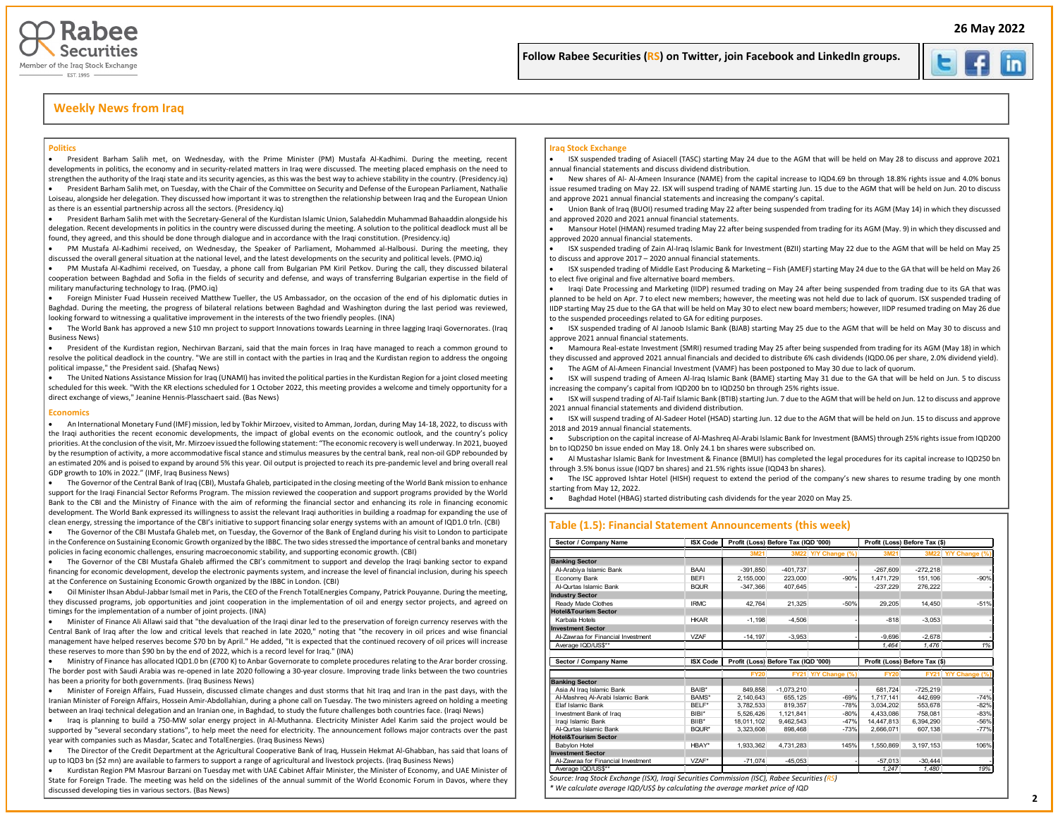## Weekly News from Iraq

### Politics

- President Barham Salih met, on Wednesday, with the Prime Minister (PM) Mustafa Al-Kadhimi. During the meeting, recent developments in politics, the economy and in security-related matters in Iraq were discussed. The meeting placed emphasis on the need to strengthen the authority of the Iraqi state and its security agencies, as this was the best way to achieve stability in the country. (Presidency.iq)
- President Barham Salih met, on Tuesday, with the Chair of the Committee on Security and Defense of the European Parliament, Nathalie Loiseau, alongside her delegation. They discussed how important it was to strengthen the relationship between Iraq and the European Union as there is an essential partnership across all the sectors. (Presidency.iq)
- President Barham Salih met with the Secretary-General of the Kurdistan Islamic Union, Salaheddin Muhammad Bahaaddin alongside his delegation. Recent developments in politics in the country were discussed during the meeting. A solution to the political deadlock must all be found, they agreed, and this should be done through dialogue and in accordance with the Iraqi constitution. (Presidency.iq)
- PM Mustafa Al-Kadhimi received, on Wednesday, the Speaker of Parliament, Mohammed al-Halbousi. During the meeting, they discussed the overall general situation at the national level, and the latest developments on the security and political levels. (PMO.iq)
- PM Mustafa Al-Kadhimi received, on Tuesday, a phone call from Bulgarian PM Kiril Petkov. During the call, they discussed bilateral cooperation between Baghdad and Sofia in the fields of security and defense, and ways of transferring Bulgarian expertise in the field of military manufacturing technology to Iraq. (PMO.iq)
- Foreign Minister Fuad Hussein received Matthew Tueller, the US Ambassador, on the occasion of the end of his diplomatic duties in Baghdad. During the meeting, the progress of bilateral relations between Baghdad and Washington during the last period was reviewed, looking forward to witnessing a qualitative improvement in the interests of the two friendly peoples. (INA)
- The World Bank has approved a new $10 mn project to support Innovations towards Learning in three lagging Iraqi Governorates. (Iraq Business News)
- President of the Kurdistan region, Nechirvan Barzani, said that the main forces in Iraq have managed to reach a common ground to resolve the political deadlock in the country. "We are still in contact with the parties in Iraq and the Kurdistan region to address the ongoing political impasse," the President said. (Shafaq News)
- The United Nations Assistance Mission for Iraq (UNAMI) has invited the political parties in the Kurdistan Region for a joint closed meeting scheduled for this week. "With the KR elections scheduled for 1 October 2022, this meeting provides a welcome and timely opportunity for a direct exchange of views," Jeanine Hennis-Plasschaert said. (Bas News)

### Economics

- An International Monetary Fund (IMF) mission, led by Tokhir Mirzoev, visited to Amman, Jordan, during May 14-18, 2022, to discuss with the Iraqi authorities the recent economic developments, the impact of global events on the economic outlook, and the country's policy priorities. At the conclusion of the visit, Mr. Mirzoev issued the following statement: "The economic recovery is well underway. In 2021, buoyed by the resumption of activity, a more accommodative fiscal stance and stimulus measures by the central bank, real non-oil GDP rebounded by an estimated 20% and is poised to expand by around 5% this year. Oil output is projected to reach its pre-pandemic level and bring overall real GDP growth to 10% in 2022." (IMF, Iraq Business News)
- The Governor of the Central Bank of Iraq (CBI), Mustafa Ghaleb, participated in the closing meeting of the World Bank mission to enhance support for the Iraqi Financial Sector Reforms Program. The mission reviewed the cooperation and support programs provided by the World Bank to the CBI and the Ministry of Finance with the aim of reforming the financial sector and enhancing its role in financing economic development. The World Bank expressed its willingness to assist the relevant Iraqi authorities in building a roadmap for expanding the use of clean energy, stressing the importance of the CBI's initiative to support financing solar energy systems with an amount of IQD1.0 trln. (CBI)
- The Governor of the CBI Mustafa Ghaleb met, on Tuesday, the Governor of the Bank of England during his visit to London to participate in the Conference on Sustaining Economic Growth organized by the IBBC. The two sides stressed the importance of central banks and monetary policies in facing economic challenges, ensuring macroeconomic stability, and supporting economic growth. (CBI)
- The Governor of the CBI Mustafa Ghaleb affirmed the CBI's commitment to support and develop the Iraqi banking sector to expand financing for economic development, develop the electronic payments system, and increase the level of financial inclusion, during his speech at the Conference on Sustaining Economic Growth organized by the IBBC in London. (CBI)
- Oil Minister Ihsan Abdul-Jabbar Ismail met in Paris, the CEO of the French TotalEnergies Company, Patrick Pouyanne. During the meeting, they discussed programs, job opportunities and joint cooperation in the implementation of oil and energy sector projects, and agreed on timings for the implementation of a number of joint projects. (INA)
- Minister of Finance Ali Allawi said that "the devaluation of the Iraqi dinar led to the preservation of foreign currency reserves with the Central Bank of Iraq after the low and critical levels that reached in late 2020," noting that "the recovery in oil prices and wise financial management have helped reserves become $70 bn by April." He added, "It is expected that the continued recovery of oil prices will increase these reserves to more than $90 bn by the end of 2022, which is a record level for Iraq." (INA)
- Ministry of Finance has allocated IQD1.0 bn (£700 K) to Anbar Governorate to complete procedures relating to the Arar border crossing. The border post with Saudi Arabia was re-opened in late 2020 following a 30-year closure. Improving trade links between the two countries has been a priority for both governments. (Iraq Business News)
- Minister of Foreign Affairs, Fuad Hussein, discussed climate changes and dust storms that hit Iraq and Iran in the past days, with the Iranian Minister of Foreign Affairs, Hossein Amir-Abdollahian, during a phone call on Tuesday. The two ministers agreed on holding a meeting between an Iraqi technical delegation and an Iranian one, in Baghdad, to study the future challenges both countries face. (Iraqi News)
- Iraq is planning to build a 750-MW solar energy project in Al-Muthanna. Electricity Minister Adel Karim said the project would be supported by "several secondary stations", to help meet the need for electricity. The announcement follows major contracts over the past year with companies such as Masdar, Scatec and TotalEnergies. (Iraq Business News)
- The Director of the Credit Department at the Agricultural Cooperative Bank of Iraq, Hussein Hekmat Al-Ghabban, has said that loans of up to IQD3 bn ($2 mn) are available to farmers to support a range of agricultural and livestock projects. (Iraq Business News)
- Kurdistan Region PM Masrour Barzani on Tuesday met with UAE Cabinet Affair Minister, the Minister of Economy, and UAE Minister of State for Foreign Trade. The meeting was held on the sidelines of the annual summit of the World Economic Forum in Davos, where they discussed developing ties in various sectors. (Bas News)

### Iraq Stock Exchange

- ISX suspended trading of Asiacell (TASC) starting May 24 due to the AGM that will be held on May 28 to discuss and approve 2021 annual financial statements and discuss dividend distribution.
- New shares of Al- Al-Ameen Insurance (NAME) from the capital increase to IQD4.69 bn through 18.8% rights issue and 4.0% bonus issue resumed trading on May 22. ISX will suspend trading of NAME starting Jun. 15 due to the AGM that will be held on Jun. 20 to discuss and approve 2021 annual financial statements and increasing the company's capital.
- Union Bank of Iraq (BUOI) resumed trading May 22 after being suspended from trading for its AGM (May 14) in which they discussed and approved 2020 and 2021 annual financial statements.
- Mansour Hotel (HMAN) resumed trading May 22 after being suspended from trading for its AGM (May. 9) in which they discussed and approved 2020 annual financial statements.
- ISX suspended trading of Zain Al-Iraq Islamic Bank for Investment (BZII) starting May 22 due to the AGM that will be held on May 25 to discuss and approve 2017 – 2020 annual financial statements.
- ISX suspended trading of Middle East Producing & Marketing – Fish (AMEF) starting May 24 due to the GA that will be held on May 26 to elect five original and five alternative board members.
- Iraqi Date Processing and Marketing (IIDP) resumed trading on May 24 after being suspended from trading due to its GA that was planned to be held on Apr. 7 to elect new members; however, the meeting was not held due to lack of quorum. ISX suspended trading of IIDP starting May 25 due to the GA that will be held on May 30 to elect new board members; however, IIDP resumed trading on May 26 due to the suspended proceedings related to GA for editing purposes.
- ISX suspended trading of Al Janoob Islamic Bank (BJAB) starting May 25 due to the AGM that will be held on May 30 to discuss and approve 2021 annual financial statements.
- Mamoura Real-estate Investment (SMRI) resumed trading May 25 after being suspended from trading for its AGM (May 18) in which they discussed and approved 2021 annual financials and decided to distribute 6% cash dividends (IQD0.06 per share, 2.0% dividend yield).
- The AGM of Al-Ameen Financial Investment (VAMF) has been postponed to May 30 due to lack of quorum.
- ISX will suspend trading of Ameen Al-Iraq Islamic Bank (BAME) starting May 31 due to the GA that will be held on Jun. 5 to discuss increasing the company's capital from IQD200 bn to IQD250 bn through 25% rights issue.
- ISX will suspend trading of Al-Taif Islamic Bank (BTIB) starting Jun. 7 due to the AGM that will be held on Jun. 12 to discuss and approve 2021 annual financial statements and dividend distribution.
- ISX will suspend trading of Al-Sadeer Hotel (HSAD) starting Jun. 12 due to the AGM that will be held on Jun. 15 to discuss and approve 2018 and 2019 annual financial statements.
- Subscription on the capital increase of Al-Mashreq Al-Arabi Islamic Bank for Investment (BAMS) through 25% rights issue from IQD200 bn to IQD250 bn issue ended on May 18. Only 24.1 bn shares were subscribed on.
- Al Mustashar Islamic Bank for Investment & Finance (BMUI) has completed the legal procedures for its capital increase to IQD250 bn through 3.5% bonus issue (IQD7 bn shares) and 21.5% rights issue (IQD43 bn shares).
- The ISC approved Ishtar Hotel (HISH) request to extend the period of the company's new shares to resume trading by one month starting from May 12, 2022.
- Baghdad Hotel (HBAG) started distributing cash dividends for the year 2020 on May 25.

### Table (1.5): Financial Statement Announcements (this week)

| Sector / Company Name | ISX Code | Profit (Loss) Before Tax (IQD '000) | | | Profit (Loss) Before Tax ($) | | |
|---|---|---|---|---|---|---|---|
| | | 3M21 | 3M22 | Y/Y Change (%) | 3M21 | 3M22 | Y/Y Change (%) |
| **Banking Sector** | | | | | | | |
| Al-Arabiya Islamic Bank | BAAI | -391,850 | -401,737 | - | -267,609 | -272,218 | - |
| Economy Bank | BEFI | 2,155,000 | 223,000 | -90% | 1,471,729 | 151,106 | -90% |
| Al-Qurtas Islamic Bank | BQUR | -347,366 | 407,645 | - | -237,229 | 276,222 | - |
| **Industry Sector** | | | | | | | |
| Ready Made Clothes | IRMC | 42,764 | 21,325 | -50% | 29,205 | 14,450 | -51% |
| **Hotel&Tourism Sector** | | | | | | | |
| Karbala Hotels | HKAR | -1,198 | -4,506 | - | -818 | -3,053 | - |
| **Investment Sector** | | | | | | | |
| Al-Zawraa for Financial Investment | VZAF | -14,197 | -3,953 | - | -9,696 | -2,678 | - |
| Average IQD/US$** | | | | | 1,464 | 1,476 | 1% |

| Sector / Company Name | ISX Code | Profit (Loss) Before Tax (IQD '000) | | | Profit (Loss) Before Tax ($) | | |
|---|---|---|---|---|---|---|---|
| | | FY20 | FY21 | Y/Y Change (%) | FY20 | FY21 | Y/Y Change (%) |
| **Banking Sector** | | | | | | | |
| Asia Al Iraq Islamic Bank | BAIB* | 849,858 | -1,073,210 | - | 681,724 | -725,219 | - |
| Al-Mashreq Al-Arabi Islamic Bank | BAMS* | 2,140,643 | 655,125 | -69% | 1,717,141 | 442,699 | -74% |
| Elaf Islamic Bank | BELF* | 3,782,533 | 819,357 | -78% | 3,034,202 | 553,678 | -82% |
| Investment Bank of Iraq | BIBI* | 5,526,426 | 1,121,841 | -80% | 4,433,086 | 758,081 | -83% |
| Iraqi Islamic Bank | BIIB* | 18,011,102 | 9,462,543 | -47% | 14,447,813 | 6,394,290 | -56% |
| Al-Qurtas Islamic Bank | BQUR* | 3,323,608 | 898,468 | -73% | 2,666,071 | 607,138 | -77% |
| **Hotel&Tourism Sector** | | | | | | | |
| Babylon Hotel | HBAY* | 1,933,362 | 4,731,283 | 145% | 1,550,869 | 3,197,153 | 106% |
| **Investment Sector** | | | | | | | |
| Al-Zawraa for Financial Investment | VZAF* | -71,074 | -45,053 | - | -57,013 | -30,444 | - |
| Average IQD/US$** | | | | | 1,247 | 1,480 | 19% |

*Source: Iraq Stock Exchange (ISX), Iraqi Securities Commission (ISC), Rabee Securities (RS)*

*\* We calculate average IQD/US$ by calculating the average market price of IQD*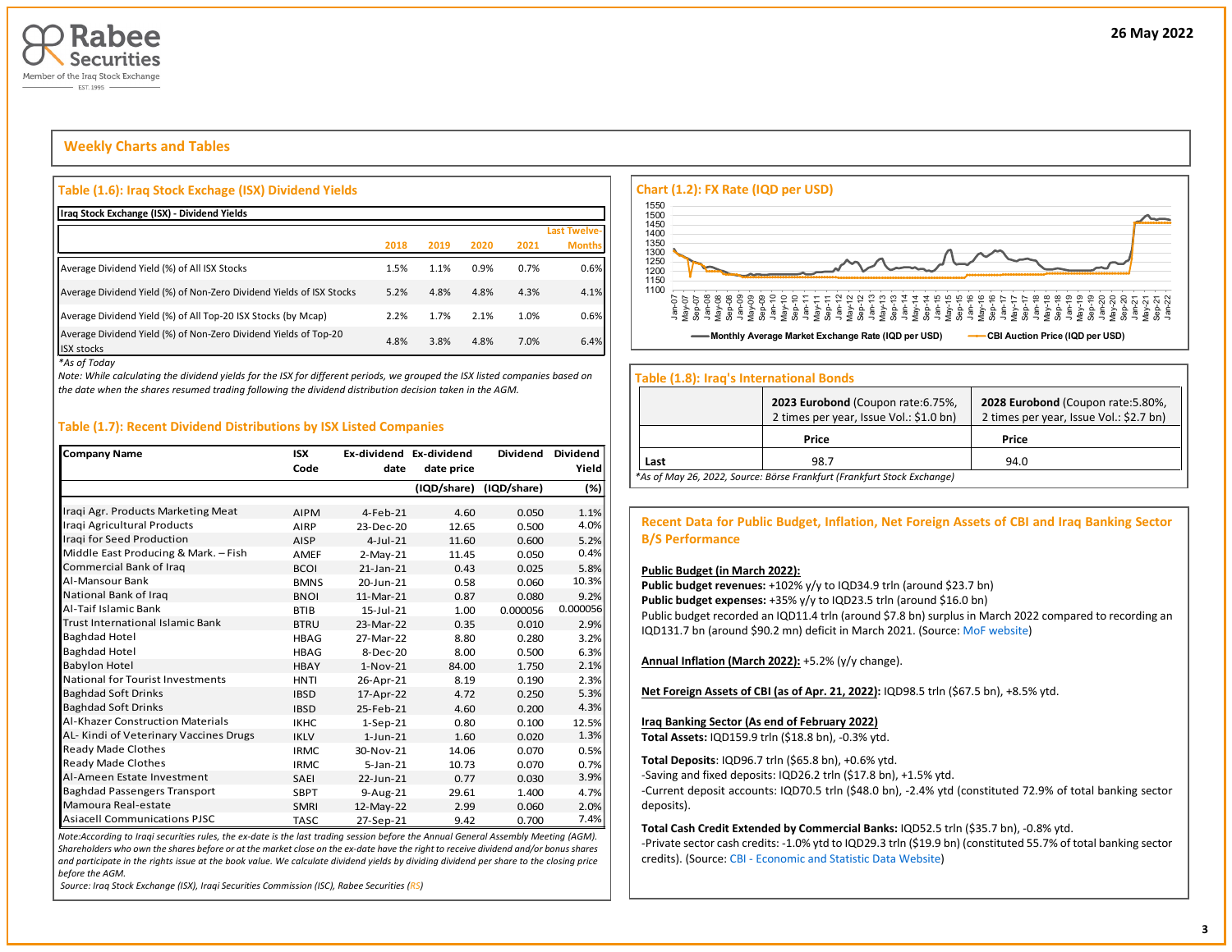## Weekly Charts and Tables

### Table (1.6): Iraq Stock Exchange (ISX) Dividend Yields

**Iraq Stock Exchange (ISX) - Dividend Yields**

| | 2018 | 2019 | 2020 | 2021 | Last Twelve-Months |
|---|---|---|---|---|---|
| Average Dividend Yield (%) of All ISX Stocks | 1.5% | 1.1% | 0.9% | 0.7% | 0.6% |
| Average Dividend Yield (%) of Non-Zero Dividend Yields of ISX Stocks | 5.2% | 4.8% | 4.8% | 4.3% | 4.1% |
| Average Dividend Yield (%) of All Top-20 ISX Stocks (by Mcap) | 2.2% | 1.7% | 2.1% | 1.0% | 0.6% |
| Average Dividend Yield (%) of Non-Zero Dividend Yields of Top-20 ISX stocks | 4.8% | 3.8% | 4.8% | 7.0% | 6.4% |

*\*As of Today*

*Note: While calculating the dividend yields for the ISX for different periods, we grouped the ISX listed companies based on the date when the shares resumed trading following the dividend distribution decision taken in the AGM.*

### Table (1.7): Recent Dividend Distributions by ISX Listed Companies

| Company Name | ISX Code | Ex-dividend date | Ex-dividend date price (IQD/share) | Dividend (IQD/share) | Dividend Yield (%) |
|---|---|---|---|---|---|
| Iraqi Agr. Products Marketing Meat | AIPM | 4-Feb-21 | 4.60 | 0.050 | 1.1% |
| Iraqi Agricultural Products | AIRP | 23-Dec-20 | 12.65 | 0.500 | 4.0% |
| Iraqi for Seed Production | AISP | 4-Jul-21 | 11.60 | 0.600 | 5.2% |
| Middle East Producing & Mark. – Fish | AMEF | 2-May-21 | 11.45 | 0.050 | 0.4% |
| Commercial Bank of Iraq | BCOI | 21-Jan-21 | 0.43 | 0.025 | 5.8% |
| Al-Mansour Bank | BMNS | 20-Jun-21 | 0.58 | 0.060 | 10.3% |
| National Bank of Iraq | BNOI | 11-Mar-21 | 0.87 | 0.080 | 9.2% |
| Al-Taif Islamic Bank | BTIB | 15-Jul-21 | 1.00 | 0.000056 | 0.000056 |
| Trust International Islamic Bank | BTRU | 23-Mar-22 | 0.35 | 0.010 | 2.9% |
| Baghdad Hotel | HBAG | 27-Mar-22 | 8.80 | 0.280 | 3.2% |
| Baghdad Hotel | HBAG | 8-Dec-20 | 8.00 | 0.500 | 6.3% |
| Babylon Hotel | HBAY | 1-Nov-21 | 84.00 | 1.750 | 2.1% |
| National for Tourist Investments | HNTI | 26-Apr-21 | 8.19 | 0.190 | 2.3% |
| Baghdad Soft Drinks | IBSD | 17-Apr-22 | 4.72 | 0.250 | 5.3% |
| Baghdad Soft Drinks | IBSD | 25-Feb-21 | 4.60 | 0.200 | 4.3% |
| Al-Khazer Construction Materials | IKHC | 1-Sep-21 | 0.80 | 0.100 | 12.5% |
| AL- Kindi of Veterinary Vaccines Drugs | IKLV | 1-Jun-21 | 1.60 | 0.020 | 1.3% |
| Ready Made Clothes | IRMC | 30-Nov-21 | 14.06 | 0.070 | 0.5% |
| Ready Made Clothes | IRMC | 5-Jan-21 | 10.73 | 0.070 | 0.7% |
| Al-Ameen Estate Investment | SAEI | 22-Jun-21 | 0.77 | 0.030 | 3.9% |
| Baghdad Passengers Transport | SBPT | 9-Aug-21 | 29.61 | 1.400 | 4.7% |
| Mamoura Real-estate | SMRI | 12-May-22 | 2.99 | 0.060 | 2.0% |
| Asiacell Communications PJSC | TASC | 27-Sep-21 | 9.42 | 0.700 | 7.4% |

*Note:According to Iraqi securities rules, the ex-date is the last trading session before the Annual General Assembly Meeting (AGM). Shareholders who own the shares before or at the market close on the ex-date have the right to receive dividend and/or bonus shares and participate in the rights issue at the book value. We calculate dividend yields by dividing dividend per share to the closing price before the AGM.*

*Source: Iraq Stock Exchange (ISX), Iraqi Securities Commission (ISC), Rabee Securities (RS)*

### Chart (1.2): FX Rate (IQD per USD)

Legend: Monthly Average Market Exchange Rate (IQD per USD); CBI Auction Price (IQD per USD)

### Table (1.8): Iraq's International Bonds

| | **2023 Eurobond** (Coupon rate:6.75%, 2 times per year, Issue Vol.: $1.0 bn) | **2028 Eurobond** (Coupon rate:5.80%, 2 times per year, Issue Vol.: $2.7 bn) |
|---|---|---|
| | **Price** | **Price** |
| Last | 98.7 | 94.0 |

*\*As of May 26, 2022, Source: Börse Frankfurt (Frankfurt Stock Exchange)*

### Recent Data for Public Budget, Inflation, Net Foreign Assets of CBI and Iraq Banking Sector B/S Performance

**Public Budget (in March 2022):**

**Public budget revenues:** +102% y/y to IQD34.9 trln (around $23.7 bn)

**Public budget expenses:** +35% y/y to IQD23.5 trln (around $16.0 bn)

Public budget recorded an IQD11.4 trln (around $7.8 bn) surplus in March 2022 compared to recording an IQD131.7 bn (around $90.2 mn) deficit in March 2021. (Source: MoF website)

**Annual Inflation (March 2022):** +5.2% (y/y change).

**Net Foreign Assets of CBI (as of Apr. 21, 2022):** IQD98.5 trln ($67.5 bn), +8.5% ytd.

**Iraq Banking Sector (As end of February 2022)**

**Total Assets:** IQD159.9 trln ($18.8 bn), -0.3% ytd.

**Total Deposits**: IQD96.7 trln ($65.8 bn), +0.6% ytd.

-Saving and fixed deposits: IQD26.2 trln ($17.8 bn), +1.5% ytd.

-Current deposit accounts: IQD70.5 trln ($48.0 bn), -2.4% ytd (constituted 72.9% of total banking sector deposits).

**Total Cash Credit Extended by Commercial Banks:** IQD52.5 trln ($35.7 bn), -0.8% ytd.

-Private sector cash credits: -1.0% ytd to IQD29.3 trln ($19.9 bn) (constituted 55.7% of total banking sector credits). (Source: CBI - Economic and Statistic Data Website)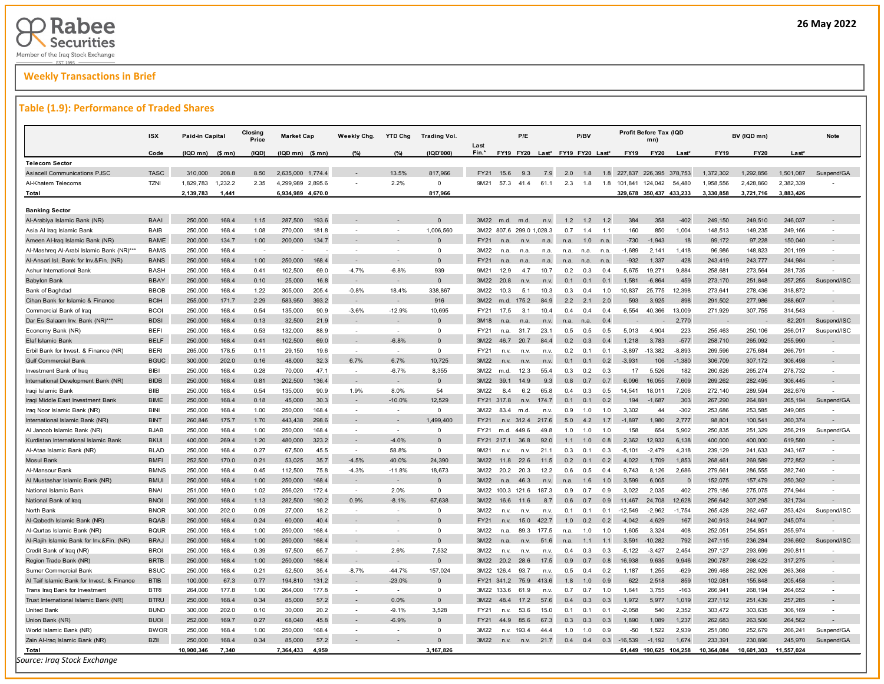Weekly Transactions in Brief

## Table (1.9): Performance of Traded Shares

| | ISX | Paid-in Capital | | Closing Price | Market Cap | | Weekly Chg. | YTD Chg | Trading Vol. | Last Fin.* | P/E | | | P/BV | | | Profit Before Tax (IQD mn) | | | BV (IQD mn) | | | Note |
|---|---|---|---|---|---|---|---|---|---|---|---|---|---|---|---|---|---|---|---|---|---|---|---|
| | Code | (IQD mn) | ($ mn) | (IQD) | (IQD mn) | ($ mn) | (%) | (%) | (IQD'000) | | FY19 | FY20 | Last* | FY19 | FY20 | Last* | FY19 | FY20 | Last* | FY19 | FY20 | Last* | |
| **Telecom Sector** | | | | | | | | | | | | | | | | | | | | | | | |
| Asiacell Communications PJSC | TASC | 310,000 | 208.8 | 8.50 | 2,635,000 | 1,774.4 | - | 13.5% | 817,966 | FY21 | 15.6 | 9.3 | 7.9 | 2.0 | 1.8 | 1.8 | 227,837 | 226,395 | 378,753 | 1,372,302 | 1,292,856 | 1,501,087 | Suspend/GA |
| Al-Khatem Telecoms | TZNI | 1,829,783 | 1,232.2 | 2.35 | 4,299,989 | 2,895.6 | - | 2.2% | 0 | 9M21 | 57.3 | 41.4 | 61.1 | 2.3 | 1.8 | 1.8 | 101,841 | 124,042 | 54,480 | 1,958,556 | 2,428,860 | 2,382,339 | - |
| **Total** | | **2,139,783** | **1,441** | | **6,934,989** | **4,670.0** | | | **817,966** | | | | | | | | **329,678** | **350,437** | **433,233** | **3,330,858** | **3,721,716** | **3,883,426** | |
| **Banking Sector** | | | | | | | | | | | | | | | | | | | | | | | |
| Al-Arabiya Islamic Bank (NR) | BAAI | 250,000 | 168.4 | 1.15 | 287,500 | 193.6 | - | - | 0 | 3M22 | m.d. | m.d. | n.v. | 1.2 | 1.2 | 1.2 | 384 | 358 | -402 | 249,150 | 249,510 | 246,037 | - |
| Asia Al Iraq Islamic Bank | BAIB | 250,000 | 168.4 | 1.08 | 270,000 | 181.8 | - | - | 1,006,560 | 3M22 | 807.6 | 299.0 | 1,028.3 | 0.7 | 1.4 | 1.1 | 160 | 850 | 1,004 | 148,513 | 149,235 | 249,166 | - |
| Ameen Al-Iraq Islamic Bank (NR) | BAME | 200,000 | 134.7 | 1.00 | 200,000 | 134.7 | - | - | 0 | FY21 | n.a. | n.v. | n.a. | n.a. | 1.0 | n.a. | -730 | -1,943 | 18 | 99,172 | 97,228 | 150,040 | - |
| Al-Mashreq Al-Arabi Islamic Bank (NR)*** | BAMS | 250,000 | 168.4 | - | - | - | - | - | 0 | 3M22 | n.a. | n.a. | n.a. | n.a. | n.a. | n.a. | -1,689 | 2,141 | 1,418 | 96,986 | 148,823 | 201,199 | - |
| Al-Ansari Isl. Bank for Inv.&Fin. (NR) | BANS | 250,000 | 168.4 | 1.00 | 250,000 | 168.4 | - | - | 0 | FY21 | n.a. | n.a. | n.a. | n.a. | n.a. | n.a. | -932 | 1,337 | 428 | 243,419 | 243,777 | 244,984 | - |
| Ashur International Bank | BASH | 250,000 | 168.4 | 0.41 | 102,500 | 69.0 | -4.7% | -6.8% | 939 | 9M21 | 12.9 | 4.7 | 10.7 | 0.2 | 0.3 | 0.4 | 5,675 | 19,271 | 9,884 | 258,681 | 273,564 | 281,735 | - |
| Babylon Bank | BBAY | 250,000 | 168.4 | 0.10 | 25,000 | 16.8 | - | - | 0 | 3M22 | 20.8 | n.v. | n.v. | 0.1 | 0.1 | 0.1 | 1,581 | -6,864 | 459 | 273,170 | 251,848 | 257,255 | Suspend/ISC |
| Bank of Baghdad | BBOB | 250,000 | 168.4 | 1.22 | 305,000 | 205.4 | -0.8% | 18.4% | 338,867 | 3M22 | 10.3 | 5.1 | 10.3 | 0.3 | 0.4 | 1.0 | 10,837 | 25,775 | 12,398 | 273,641 | 278,436 | 318,872 | - |
| Cihan Bank for Islamic & Finance | BCIH | 255,000 | 171.7 | 2.29 | 583,950 | 393.2 | - | - | 916 | 3M22 | m.d. | 175.2 | 84.9 | 2.2 | 2.1 | 2.0 | 593 | 3,925 | 898 | 291,502 | 277,986 | 288,607 | - |
| Commercial Bank of Iraq | BCOI | 250,000 | 168.4 | 0.54 | 135,000 | 90.9 | -3.6% | -12.9% | 10,695 | FY21 | 17.5 | 3.1 | 10.4 | 0.4 | 0.4 | 0.4 | 6,554 | 40,366 | 13,009 | 271,929 | 307,755 | 314,543 | - |
| Dar Es Salaam Inv. Bank (NR)*** | BDSI | 250,000 | 168.4 | 0.13 | 32,500 | 21.9 | - | - | 0 | 3M18 | n.a. | n.a. | n.v. | n.a. | n.a. | 0.4 | - | - | 2,770 | - | - | 82,201 | Suspend/ISC |
| Economy Bank (NR) | BEFI | 250,000 | 168.4 | 0.53 | 132,000 | 88.9 | - | - | 0 | FY21 | n.a. | 31.7 | 23.1 | 0.5 | 0.5 | 0.5 | 5,013 | 4,904 | 223 | 255,463 | 250,106 | 256,017 | Suspend/ISC |
| Elaf Islamic Bank | BELF | 250,000 | 168.4 | 0.41 | 102,500 | 69.0 | - | -6.8% | 0 | 3M22 | 46.7 | 20.7 | 84.4 | 0.2 | 0.3 | 0.4 | 1,218 | 3,783 | -577 | 258,710 | 265,092 | 255,990 | - |
| Erbil Bank for Invest. & Finance (NR) | BERI | 265,000 | 178.5 | 0.11 | 29,150 | 19.6 | - | - | 0 | FY21 | n.v. | n.v. | n.v. | 0.2 | 0.1 | 0.1 | -3,897 | -13,382 | -8,893 | 269,596 | 275,684 | 266,791 | - |
| Gulf Commercial Bank | BGUC | 300,000 | 202.0 | 0.16 | 48,000 | 32.3 | 6.7% | 6.7% | 10,725 | 3M22 | n.v. | n.v. | n.v. | 0.1 | 0.1 | 0.2 | -3,931 | 106 | -1,380 | 306,709 | 307,172 | 306,498 | - |
| Investment Bank of Iraq | BIBI | 250,000 | 168.4 | 0.28 | 70,000 | 47.1 | - | -6.7% | 8,355 | 3M22 | m.d. | 12.3 | 55.4 | 0.3 | 0.2 | 0.3 | 17 | 5,526 | 182 | 260,626 | 265,274 | 278,732 | - |
| International Development Bank (NR) | BIDB | 250,000 | 168.4 | 0.81 | 202,500 | 136.4 | - | - | 0 | 3M22 | 39.1 | 14.9 | 9.3 | 0.8 | 0.7 | 0.7 | 6,096 | 16,055 | 7,609 | 269,262 | 282,495 | 306,445 | - |
| Iraqi Islamic Bank | BIIB | 250,000 | 168.4 | 0.54 | 135,000 | 90.9 | 1.9% | 8.0% | 54 | 3M22 | 8.4 | 6.2 | 65.8 | 0.4 | 0.3 | 0.5 | 14,541 | 18,011 | 7,206 | 272,140 | 289,594 | 282,676 | - |
| Iraqi Middle East Investment Bank | BIME | 250,000 | 168.4 | 0.18 | 45,000 | 30.3 | - | -10.0% | 12,529 | FY21 | 317.8 | n.v. | 174.7 | 0.1 | 0.1 | 0.2 | 194 | -1,687 | 303 | 267,290 | 264,891 | 265,194 | Suspend/GA |
| Iraq Noor Islamic Bank (NR) | BINI | 250,000 | 168.4 | 1.00 | 250,000 | 168.4 | - | - | 0 | 3M22 | 83.4 | m.d. | n.v. | 0.9 | 1.0 | 1.0 | 3,302 | 44 | -302 | 253,686 | 253,585 | 249,085 | - |
| International Islamic Bank (NR) | BINT | 260,846 | 175.7 | 1.70 | 443,438 | 298.6 | - | - | 1,499,400 | FY21 | n.v. | 312.4 | 217.6 | 5.0 | 4.2 | 1.7 | -1,897 | 1,980 | 2,777 | 98,801 | 100,541 | 260,374 | - |
| Al Janoob Islamic Bank (NR) | BJAB | 250,000 | 168.4 | 1.00 | 250,000 | 168.4 | - | - | 0 | FY21 | m.d. | 449.6 | 49.8 | 1.0 | 1.0 | 1.0 | 158 | 654 | 5,902 | 250,835 | 251,329 | 256,219 | Suspend/GA |
| Kurdistan International Islamic Bank | BKUI | 400,000 | 269.4 | 1.20 | 480,000 | 323.2 | - | -4.0% | 0 | FY21 | 217.1 | 36.8 | 92.0 | 1.1 | 1.0 | 0.8 | 2,362 | 12,932 | 6,138 | 400,000 | 400,000 | 619,580 | - |
| Al-Ataa Islamic Bank (NR) | BLAD | 250,000 | 168.4 | 0.27 | 67,500 | 45.5 | - | 58.8% | 0 | 9M21 | n.v. | n.v. | 21.1 | 0.3 | 0.1 | 0.3 | -5,101 | -2,479 | 4,318 | 239,129 | 241,633 | 243,167 | - |
| Mosul Bank | BMFI | 252,500 | 170.0 | 0.21 | 53,025 | 35.7 | -4.5% | 40.0% | 24,390 | 3M22 | 11.8 | 22.6 | 11.5 | 0.2 | 0.1 | 0.2 | 4,022 | 1,709 | 1,853 | 268,461 | 269,589 | 272,852 | - |
| Al-Mansour Bank | BMNS | 250,000 | 168.4 | 0.45 | 112,500 | 75.8 | -4.3% | -11.8% | 18,673 | 3M22 | 20.2 | 20.3 | 12.2 | 0.6 | 0.5 | 0.4 | 9,743 | 8,126 | 2,686 | 279,661 | 286,555 | 282,740 | - |
| Al Mustashar Islamic Bank (NR) | BMUI | 250,000 | 168.4 | 1.00 | 250,000 | 168.4 | - | - | 0 | 3M22 | n.a. | 46.3 | n.v. | n.a. | 1.6 | 1.0 | 3,599 | 6,005 | 0 | 152,075 | 157,479 | 250,392 | - |
| National Islamic Bank | BNAI | 251,000 | 169.0 | 1.02 | 256,020 | 172.4 | - | 2.0% | 0 | 3M22 | 100.3 | 121.6 | 187.3 | 0.9 | 0.7 | 0.9 | 3,022 | 2,035 | 402 | 279,186 | 275,075 | 274,944 | - |
| National Bank of Iraq | BNOI | 250,000 | 168.4 | 1.13 | 282,500 | 190.2 | 0.9% | -8.1% | 67,638 | 3M22 | 16.6 | 11.6 | 8.7 | 0.6 | 0.7 | 0.9 | 11,467 | 24,708 | 12,628 | 256,642 | 297,295 | 321,734 | - |
| North Bank | BNOR | 300,000 | 202.0 | 0.09 | 27,000 | 18.2 | - | - | 0 | 3M22 | n.v. | n.v. | n.v. | 0.1 | 0.1 | 0.1 | -12,549 | -2,962 | -1,754 | 265,428 | 262,467 | 253,424 | Suspend/ISC |
| Al-Qabedh Islamic Bank (NR) | BQAB | 250,000 | 168.4 | 0.24 | 60,000 | 40.4 | - | - | 0 | FY21 | n.v. | 15.0 | 422.7 | 1.0 | 0.2 | 0.2 | -4,042 | 4,629 | 167 | 240,913 | 244,907 | 245,074 | - |
| Al-Qurtas Islamic Bank (NR) | BQUR | 250,000 | 168.4 | 1.00 | 250,000 | 168.4 | - | - | 0 | 3M22 | n.a. | 89.3 | 177.5 | n.a. | 1.0 | 1.0 | 1,605 | 3,324 | 408 | 252,051 | 254,851 | 255,974 | - |
| Al-Rajih Islamic Bank for Inv.&Fin. (NR) | BRAJ | 250,000 | 168.4 | 1.00 | 250,000 | 168.4 | - | - | 0 | 3M22 | n.a. | n.v. | 51.6 | n.a. | 1.1 | 1.1 | 3,591 | -10,282 | 792 | 247,115 | 236,284 | 236,692 | Suspend/ISC |
| Credit Bank of Iraq (NR) | BROI | 250,000 | 168.4 | 0.39 | 97,500 | 65.7 | - | 2.6% | 7,532 | 3M22 | n.v. | n.v. | n.v. | 0.4 | 0.3 | 0.3 | -5,122 | -3,427 | 2,454 | 297,127 | 293,699 | 290,811 | - |
| Region Trade Bank (NR) | BRTB | 250,000 | 168.4 | 1.00 | 250,000 | 168.4 | - | - | 0 | 3M22 | 20.2 | 28.6 | 17.5 | 0.9 | 0.7 | 0.8 | 16,938 | 9,635 | 9,946 | 290,787 | 298,422 | 317,275 | - |
| Sumer Commercial Bank | BSUC | 250,000 | 168.4 | 0.21 | 52,500 | 35.4 | -8.7% | -44.7% | 157,024 | 3M22 | 126.4 | 93.7 | n.v. | 0.5 | 0.4 | 0.2 | 1,187 | 1,255 | -629 | 269,468 | 262,926 | 263,368 | - |
| Al Taif Islamic Bank for Invest. & Finance | BTIB | 100,000 | 67.3 | 0.77 | 194,810 | 131.2 | - | -23.0% | 0 | FY21 | 341.2 | 75.9 | 413.6 | 1.8 | 1.0 | 0.9 | 622 | 2,518 | 859 | 102,081 | 155,848 | 205,458 | - |
| Trans Iraq Bank for Investment | BTRI | 264,000 | 177.8 | 1.00 | 264,000 | 177.8 | - | - | 0 | 3M22 | 133.6 | 61.9 | n.v. | 0.7 | 0.7 | 1.0 | 1,641 | 3,755 | -163 | 266,941 | 268,194 | 264,652 | - |
| Trust International Islamic Bank (NR) | BTRU | 250,000 | 168.4 | 0.34 | 85,000 | 57.2 | - | 0.0% | 0 | 3M22 | 48.4 | 17.2 | 57.6 | 0.4 | 0.3 | 0.3 | 1,972 | 5,977 | 1,019 | 237,112 | 251,439 | 257,285 | - |
| United Bank | BUND | 300,000 | 202.0 | 0.10 | 30,000 | 20.2 | - | -9.1% | 3,528 | FY21 | n.v. | 53.6 | 15.0 | 0.1 | 0.1 | 0.1 | -2,058 | 540 | 2,352 | 303,472 | 303,635 | 306,169 | - |
| Union Bank (NR) | BUOI | 252,000 | 169.7 | 0.27 | 68,040 | 45.8 | - | -6.9% | 0 | FY21 | 44.9 | 85.6 | 67.3 | 0.3 | 0.3 | 0.3 | 1,890 | 1,089 | 1,237 | 262,683 | 263,506 | 264,562 | - |
| World Islamic Bank (NR) | BWOR | 250,000 | 168.4 | 1.00 | 250,000 | 168.4 | - | - | 0 | 3M22 | n.v. | 193.4 | 44.4 | 1.0 | 1.0 | 0.9 | -50 | 1,522 | 2,939 | 251,080 | 252,679 | 266,241 | Suspend/GA |
| Zain Al-Iraq Islamic Bank (NR) | BZII | 250,000 | 168.4 | 0.34 | 85,000 | 57.2 | - | - | 0 | 3M22 | n.v. | n.v. | 21.7 | 0.4 | 0.4 | 0.3 | -16,539 | -1,192 | 1,674 | 233,391 | 230,896 | 245,970 | Suspend/GA |
| **Total** | | **10,900,346** | **7,340** | | **7,364,433** | **4,959** | | | **3,167,826** | | | | | | | | **61,449** | **190,625** | **104,258** | **10,364,084** | **10,601,303** | **11,557,024** | |

*Source: Iraq Stock Exchange*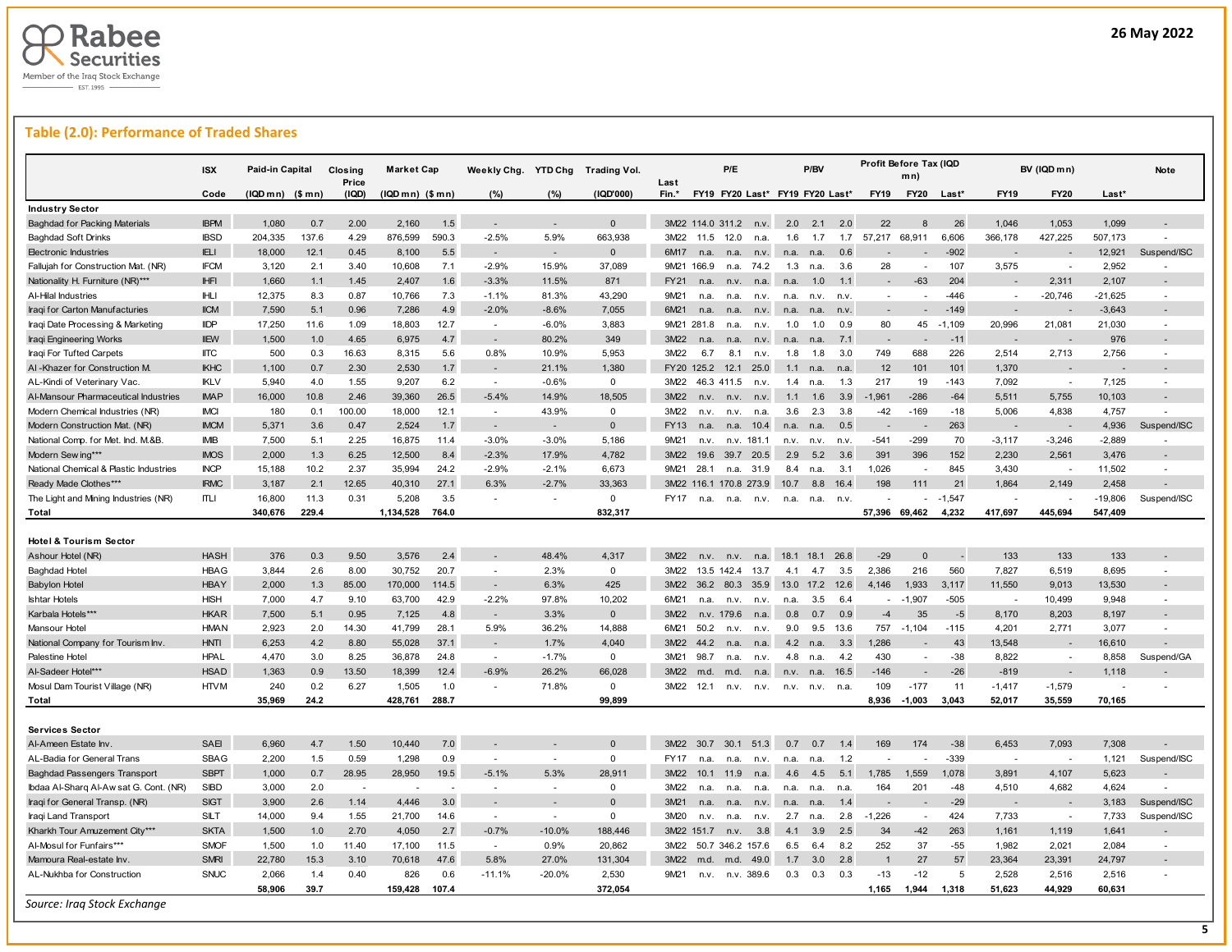## Table (2.0): Performance of Traded Shares

| | ISX | Paid-in Capital | | Closing Price | Market Cap | | Weekly Chg. | YTD Chg | Trading Vol. | Last | P/E | | | P/BV | | | Profit Before Tax (IQD mn) | | | BV (IQD mn) | | | Note |
|---|---|---|---|---|---|---|---|---|---|---|---|---|---|---|---|---|---|---|---|---|---|---|---|
| | Code | (IQD mn) | ($ mn) | (IQD) | (IQD mn) | ($ mn) | (%) | (%) | (IQD'000) | Fin.* | FY19 | FY20 | Last* | FY19 | FY20 | Last* | FY19 | FY20 | Last* | FY19 | FY20 | Last* | |
| **Industry Sector** | | | | | | | | | | | | | | | | | | | | | | | |
| Baghdad for Packing Materials | IBPM | 1,080 | 0.7 | 2.00 | 2,160 | 1.5 | - | - | 0 | 3M22 | 114.0 | 311.2 | n.v. | 2.0 | 2.1 | 2.0 | 22 | 8 | 26 | 1,046 | 1,053 | 1,099 | - |
| Baghdad Soft Drinks | IBSD | 204,335 | 137.6 | 4.29 | 876,599 | 590.3 | -2.5% | 5.9% | 663,938 | 3M22 | 11.5 | 12.0 | n.a. | 1.6 | 1.7 | 1.7 | 57,217 | 68,911 | 6,606 | 366,178 | 427,225 | 507,173 | - |
| Electronic Industries | IELI | 18,000 | 12.1 | 0.45 | 8,100 | 5.5 | - | - | 0 | 6M17 | n.a. | n.a. | n.v. | n.a. | n.a. | 0.6 | - | - | -902 | - | - | 12,921 | Suspend/ISC |
| Fallujah for Construction Mat. (NR) | IFCM | 3,120 | 2.1 | 3.40 | 10,608 | 7.1 | -2.9% | 15.9% | 37,089 | 9M21 | 166.9 | n.a. | 74.2 | 1.3 | n.a. | 3.6 | 28 | - | 107 | 3,575 | - | 2,952 | - |
| Nationality H. Furniture (NR)*** | IHFI | 1,660 | 1.1 | 1.45 | 2,407 | 1.6 | -3.3% | 11.5% | 871 | FY21 | n.a. | n.v. | n.a. | n.a. | 1.0 | 1.1 | - | -63 | 204 | - | 2,311 | 2,107 | - |
| Al-Hilal Industries | IHLI | 12,375 | 8.3 | 0.87 | 10,766 | 7.3 | -1.1% | 81.3% | 43,290 | 9M21 | n.a. | n.a. | n.v. | n.a. | n.v. | n.v. | - | - | -446 | - | -20,746 | -21,625 | - |
| Iraqi for Carton Manufacturies | IICM | 7,590 | 5.1 | 0.96 | 7,286 | 4.9 | -2.0% | -8.6% | 7,055 | 6M21 | n.a. | n.a. | n.v. | n.a. | n.a. | n.v. | - | - | -149 | - | - | -3,643 | - |
| Iraqi Date Processing & Marketing | IIDP | 17,250 | 11.6 | 1.09 | 18,803 | 12.7 | - | -6.0% | 3,883 | 9M21 | 281.8 | n.a. | n.v. | 1.0 | 1.0 | 0.9 | 80 | 45 | -1,109 | 20,996 | 21,081 | 21,030 | - |
| Iraqi Engineering Works | IIEW | 1,500 | 1.0 | 4.65 | 6,975 | 4.7 | - | 80.2% | 349 | 3M22 | n.a. | n.a. | n.v. | n.a. | n.a. | 7.1 | - | - | -11 | - | - | 976 | - |
| Iraqi For Tufted Carpets | IITC | 500 | 0.3 | 16.63 | 8,315 | 5.6 | 0.8% | 10.9% | 5,953 | 3M22 | 6.7 | 8.1 | n.v. | 1.8 | 1.8 | 3.0 | 749 | 688 | 226 | 2,514 | 2,713 | 2,756 | - |
| Al -Khazer for Construction M. | IKHC | 1,100 | 0.7 | 2.30 | 2,530 | 1.7 | - | 21.1% | 1,380 | FY20 | 125.2 | 12.1 | 25.0 | 1.1 | n.a. | n.a. | 12 | 101 | 101 | 1,370 | - | - | - |
| AL-Kindi of Veterinary Vac. | IKLV | 5,940 | 4.0 | 1.55 | 9,207 | 6.2 | - | -0.6% | 0 | 3M22 | 46.3 | 411.5 | n.v. | 1.4 | n.a. | 1.3 | 217 | 19 | -143 | 7,092 | - | 7,125 | - |
| Al-Mansour Pharmaceutical Industries | IMAP | 16,000 | 10.8 | 2.46 | 39,360 | 26.5 | -5.4% | 14.9% | 18,505 | 3M22 | n.v. | n.v. | n.v. | 1.1 | 1.6 | 3.9 | -1,961 | -286 | -64 | 5,511 | 5,755 | 10,103 | - |
| Modern Chemical Industries (NR) | IMCI | 180 | 0.1 | 100.00 | 18,000 | 12.1 | - | 43.9% | 0 | 3M22 | n.v. | n.v. | n.a. | 3.6 | 2.3 | 3.8 | -42 | -169 | -18 | 5,006 | 4,838 | 4,757 | - |
| Modern Construction Mat. (NR) | IMCM | 5,371 | 3.6 | 0.47 | 2,524 | 1.7 | - | - | 0 | FY13 | n.a. | n.a. | 10.4 | n.a. | n.a. | 0.5 | - | - | 263 | - | - | 4,936 | Suspend/ISC |
| National Comp. for Met. Ind. M.&B. | IMIB | 7,500 | 5.1 | 2.25 | 16,875 | 11.4 | -3.0% | -3.0% | 5,186 | 9M21 | n.v. | n.v. | 181.1 | n.v. | n.v. | n.v. | -541 | -299 | 70 | -3,117 | -3,246 | -2,889 | - |
| Modern Sewing*** | IMOS | 2,000 | 1.3 | 6.25 | 12,500 | 8.4 | -2.3% | 17.9% | 4,782 | 3M22 | 19.6 | 39.7 | 20.5 | 2.9 | 5.2 | 3.6 | 391 | 396 | 152 | 2,230 | 2,561 | 3,476 | - |
| National Chemical & Plastic Industries | INCP | 15,188 | 10.2 | 2.37 | 35,994 | 24.2 | -2.9% | -2.1% | 6,673 | 9M21 | 28.1 | n.a. | 31.9 | 8.4 | n.a. | 3.1 | 1,026 | - | 845 | 3,430 | - | 11,502 | - |
| Ready Made Clothes*** | IRMC | 3,187 | 2.1 | 12.65 | 40,310 | 27.1 | 6.3% | -2.7% | 33,363 | 3M22 | 116.1 | 170.8 | 273.9 | 10.7 | 8.8 | 16.4 | 198 | 111 | 21 | 1,864 | 2,149 | 2,458 | - |
| The Light and Mining Industries (NR) | ITLI | 16,800 | 11.3 | 0.31 | 5,208 | 3.5 | - | - | 0 | FY17 | n.a. | n.a. | n.v. | n.a. | n.a. | n.v. | - | - | -1,547 | - | - | -19,806 | Suspend/ISC |
| **Total** | | **340,676** | **229.4** | | **1,134,528** | **764.0** | | | **832,317** | | | | | | | | **57,396** | **69,462** | **4,232** | **417,697** | **445,694** | **547,409** | |
| **Hotel & Tourism Sector** | | | | | | | | | | | | | | | | | | | | | | | |
| Ashour Hotel (NR) | HASH | 376 | 0.3 | 9.50 | 3,576 | 2.4 | - | 48.4% | 4,317 | 3M22 | n.v. | n.v. | n.a. | 18.1 | 18.1 | 26.8 | -29 | 0 | - | 133 | 133 | 133 | - |
| Baghdad Hotel | HBAG | 3,844 | 2.6 | 8.00 | 30,752 | 20.7 | - | 2.3% | 0 | 3M22 | 13.5 | 142.4 | 13.7 | 4.1 | 4.7 | 3.5 | 2,386 | 216 | 560 | 7,827 | 6,519 | 8,695 | - |
| Babylon Hotel | HBAY | 2,000 | 1.3 | 85.00 | 170,000 | 114.5 | - | 6.3% | 425 | 3M22 | 36.2 | 80.3 | 35.9 | 13.0 | 17.2 | 12.6 | 4,146 | 1,933 | 3,117 | 11,550 | 9,013 | 13,530 | - |
| Ishtar Hotels | HISH | 7,000 | 4.7 | 9.10 | 63,700 | 42.9 | -2.2% | 97.8% | 10,202 | 6M21 | n.a. | n.v. | n.v. | n.a. | 3.5 | 6.4 | - | -1,907 | -505 | - | 10,499 | 9,948 | - |
| Karbala Hotels*** | HKAR | 7,500 | 5.1 | 0.95 | 7,125 | 4.8 | - | 3.3% | 0 | 3M22 | n.v. | 179.6 | n.a. | 0.8 | 0.7 | 0.9 | -4 | 35 | -5 | 8,170 | 8,203 | 8,197 | - |
| Mansour Hotel | HMAN | 2,923 | 2.0 | 14.30 | 41,799 | 28.1 | 5.9% | 36.2% | 14,888 | 6M21 | 50.2 | n.v. | n.v. | 9.0 | 9.5 | 13.6 | 757 | -1,104 | -115 | 4,201 | 2,771 | 3,077 | - |
| National Company for Tourism Inv. | HNTI | 6,253 | 4.2 | 8.80 | 55,028 | 37.1 | - | 1.7% | 4,040 | 3M22 | 44.2 | n.a. | n.a. | 4.2 | n.a. | 3.3 | 1,286 | - | 43 | 13,548 | - | 16,610 | - |
| Palestine Hotel | HPAL | 4,470 | 3.0 | 8.25 | 36,878 | 24.8 | - | -1.7% | 0 | 3M21 | 98.7 | n.a. | n.v. | 4.8 | n.a. | 4.2 | 430 | - | -38 | 8,822 | - | 8,858 | Suspend/GA |
| Al-Sadeer Hotel*** | HSAD | 1,363 | 0.9 | 13.50 | 18,399 | 12.4 | -6.9% | 26.2% | 66,028 | 3M22 | m.d. | m.d. | n.a. | n.v. | n.a. | 16.5 | -146 | - | -26 | -819 | - | 1,118 | - |
| Mosul Dam Tourist Village (NR) | HTVM | 240 | 0.2 | 6.27 | 1,505 | 1.0 | - | 71.8% | 0 | 3M22 | 12.1 | n.v. | n.v. | n.v. | n.v. | n.a. | 109 | -177 | 11 | -1,417 | -1,579 | - | - |
| **Total** | | **35,969** | **24.2** | | **428,761** | **288.7** | | | **99,899** | | | | | | | | **8,936** | **-1,003** | **3,043** | **52,017** | **35,559** | **70,165** | |
| **Services Sector** | | | | | | | | | | | | | | | | | | | | | | | |
| Al-Ameen Estate Inv. | SAEI | 6,960 | 4.7 | 1.50 | 10,440 | 7.0 | - | - | 0 | 3M22 | 30.7 | 30.1 | 51.3 | 0.7 | 0.7 | 1.4 | 169 | 174 | -38 | 6,453 | 7,093 | 7,308 | - |
| AL-Badia for General Trans | SBAG | 2,200 | 1.5 | 0.59 | 1,298 | 0.9 | - | - | 0 | FY17 | n.a. | n.a. | n.v. | n.a. | n.a. | 1.2 | - | - | -339 | - | - | 1,121 | Suspend/ISC |
| Baghdad Passengers Transport | SBPT | 1,000 | 0.7 | 28.95 | 28,950 | 19.5 | -5.1% | 5.3% | 28,911 | 3M22 | 10.1 | 11.9 | n.a. | 4.6 | 4.5 | 5.1 | 1,785 | 1,559 | 1,078 | 3,891 | 4,107 | 5,623 | - |
| Ibdaa Al-Sharq Al-Awsat G. Cont. (NR) | SIBD | 3,000 | 2.0 | - | - | - | - | - | 0 | 3M22 | n.a. | n.a. | n.a. | n.a. | n.a. | n.a. | 164 | 201 | -48 | 4,510 | 4,682 | 4,624 | - |
| Iraqi for General Transp. (NR) | SIGT | 3,900 | 2.6 | 1.14 | 4,446 | 3.0 | - | - | 0 | 3M21 | n.a. | n.a. | n.v. | n.a. | n.a. | 1.4 | - | - | -29 | - | - | 3,183 | Suspend/ISC |
| Iraqi Land Transport | SILT | 14,000 | 9.4 | 1.55 | 21,700 | 14.6 | - | - | 0 | 3M20 | n.v. | n.a. | n.v. | 2.7 | n.a. | 2.8 | -1,226 | - | 424 | 7,733 | - | 7,733 | Suspend/ISC |
| Kharkh Tour Amuzement City*** | SKTA | 1,500 | 1.0 | 2.70 | 4,050 | 2.7 | -0.7% | -10.0% | 188,446 | 3M22 | 151.7 | n.v. | 3.8 | 4.1 | 3.9 | 2.5 | 34 | -42 | 263 | 1,161 | 1,119 | 1,641 | - |
| Al-Mosul for Funfairs*** | SMOF | 1,500 | 1.0 | 11.40 | 17,100 | 11.5 | - | 0.9% | 20,862 | 3M22 | 50.7 | 346.2 | 157.6 | 6.5 | 6.4 | 8.2 | 252 | 37 | -55 | 1,982 | 2,021 | 2,084 | - |
| Mamoura Real-estate Inv. | SMRI | 22,780 | 15.3 | 3.10 | 70,618 | 47.6 | 5.8% | 27.0% | 131,304 | 3M22 | m.d. | m.d. | 49.0 | 1.7 | 3.0 | 2.8 | 1 | 27 | 57 | 23,364 | 23,391 | 24,797 | - |
| AL-Nukhba for Construction | SNUC | 2,066 | 1.4 | 0.40 | 826 | 0.6 | -11.1% | -20.0% | 2,530 | 9M21 | n.v. | n.v. | 389.6 | 0.3 | 0.3 | 0.3 | -13 | -12 | 5 | 2,528 | 2,516 | 2,516 | - |
| | | **58,906** | **39.7** | | **159,428** | **107.4** | | | **372,054** | | | | | | | | **1,165** | **1,944** | **1,318** | **51,623** | **44,929** | **60,631** | |

*Source: Iraq Stock Exchange*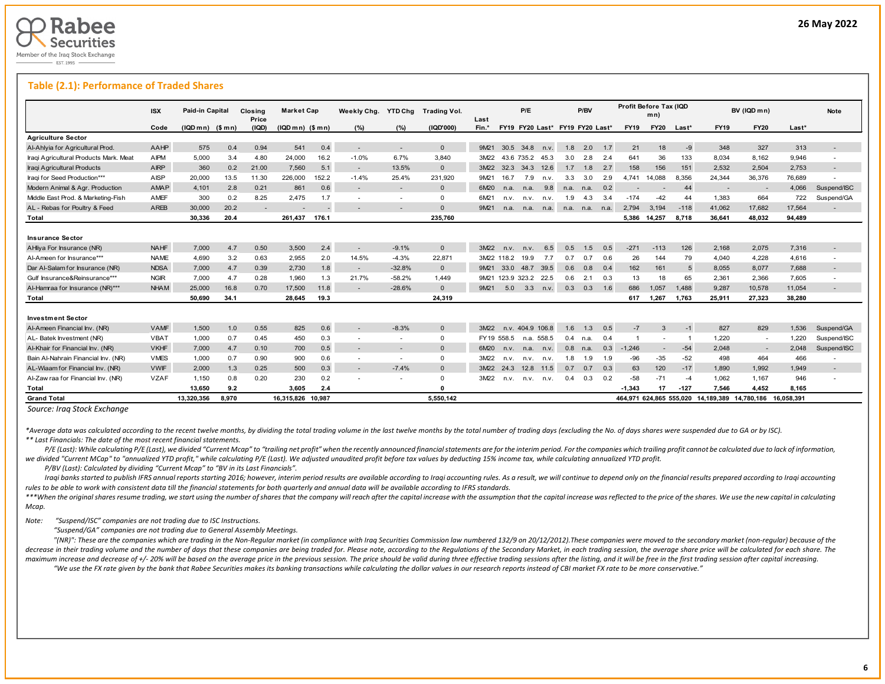## Table (2.1): Performance of Traded Shares

| | ISX | Paid-in Capital | | Closing Price | Market Cap | | Weekly Chg. | YTD Chg | Trading Vol. | Last | P/E | | | P/BV | | | Profit Before Tax (IQD mn) | | | BV (IQD mn) | | | Note |
|---|---|---|---|---|---|---|---|---|---|---|---|---|---|---|---|---|---|---|---|---|---|---|---|
| | Code | (IQD mn) | ($ mn) | (IQD) | (IQD mn) | ($ mn) | (%) | (%) | (IQD'000) | Fin.* | FY19 | FY20 | Last* | FY19 | FY20 | Last* | FY19 | FY20 | Last* | FY19 | FY20 | Last* | |
| **Agriculture Sector** | | | | | | | | | | | | | | | | | | | | | | | |
| Al-Ahlyia for Agricultural Prod. | AAHP | 575 | 0.4 | 0.94 | 541 | 0.4 | - | - | 0 | 9M21 | 30.5 | 34.8 | n.v. | 1.8 | 2.0 | 1.7 | 21 | 18 | -9 | 348 | 327 | 313 | - |
| Iraqi Agricultural Products Mark. Meat | AIPM | 5,000 | 3.4 | 4.80 | 24,000 | 16.2 | -1.0% | 6.7% | 3,840 | 3M22 | 43.6 | 735.2 | 45.3 | 3.0 | 2.8 | 2.4 | 641 | 36 | 133 | 8,034 | 8,162 | 9,946 | - |
| Iraqi Agricultural Products | AIRP | 360 | 0.2 | 21.00 | 7,560 | 5.1 | - | 13.5% | 0 | 3M22 | 32.3 | 34.3 | 12.6 | 1.7 | 1.8 | 2.7 | 158 | 156 | 151 | 2,532 | 2,504 | 2,753 | - |
| Iraqi for Seed Production*** | AISP | 20,000 | 13.5 | 11.30 | 226,000 | 152.2 | -1.4% | 25.4% | 231,920 | 9M21 | 16.7 | 7.9 | n.v. | 3.3 | 3.0 | 2.9 | 4,741 | 14,088 | 8,356 | 24,344 | 36,376 | 76,689 | - |
| Modern Animal & Agr. Production | AMAP | 4,101 | 2.8 | 0.21 | 861 | 0.6 | - | - | 0 | 6M20 | n.a. | n.a. | 9.8 | n.a. | n.a. | 0.2 | - | - | 44 | - | - | 4,066 | Suspend/ISC |
| Middle East Prod. & Marketing-Fish | AMEF | 300 | 0.2 | 8.25 | 2,475 | 1.7 | - | - | 0 | 6M21 | n.v. | n.v. | n.v. | 1.9 | 4.3 | 3.4 | -174 | -42 | 44 | 1,383 | 664 | 722 | Suspend/GA |
| AL - Rebas for Poultry & Feed | AREB | 30,000 | 20.2 | - | - | - | - | - | 0 | 9M21 | n.a. | n.a. | n.a. | n.a. | n.a. | n.a. | 2,794 | 3,194 | -118 | 41,062 | 17,682 | 17,564 | - |
| **Total** | | **30,336** | **20.4** | | **261,437** | **176.1** | | | **235,760** | | | | | | | | **5,386** | **14,257** | **8,718** | **36,641** | **48,032** | **94,489** | |
| **Insurance Sector** | | | | | | | | | | | | | | | | | | | | | | | |
| AHliya For Insurance (NR) | NAHF | 7,000 | 4.7 | 0.50 | 3,500 | 2.4 | - | -9.1% | 0 | 3M22 | n.v. | n.v. | 6.5 | 0.5 | 1.5 | 0.5 | -271 | -113 | 126 | 2,168 | 2,075 | 7,316 | - |
| Al-Ameen for Insurance*** | NAME | 4,690 | 3.2 | 0.63 | 2,955 | 2.0 | 14.5% | -4.3% | 22,871 | 3M22 | 118.2 | 19.9 | 7.7 | 0.7 | 0.7 | 0.6 | 26 | 144 | 79 | 4,040 | 4,228 | 4,616 | - |
| Dar Al-Salam for Insurance (NR) | NDSA | 7,000 | 4.7 | 0.39 | 2,730 | 1.8 | - | -32.8% | 0 | 9M21 | 33.0 | 48.7 | 39.5 | 0.6 | 0.8 | 0.4 | 162 | 161 | 5 | 8,055 | 8,077 | 7,688 | - |
| Gulf Insurance&Reinsurance*** | NGIR | 7,000 | 4.7 | 0.28 | 1,960 | 1.3 | 21.7% | -58.2% | 1,449 | 9M21 | 123.9 | 323.2 | 22.5 | 0.6 | 2.1 | 0.3 | 13 | 18 | 65 | 2,361 | 2,366 | 7,605 | - |
| Al-Hamraa for Insurance (NR)*** | NHAM | 25,000 | 16.8 | 0.70 | 17,500 | 11.8 | - | -28.6% | 0 | 9M21 | 5.0 | 3.3 | n.v. | 0.3 | 0.3 | 1.6 | 686 | 1,057 | 1,488 | 9,287 | 10,578 | 11,054 | - |
| **Total** | | **50,690** | **34.1** | | **28,645** | **19.3** | | | **24,319** | | | | | | | | **617** | **1,267** | **1,763** | **25,911** | **27,323** | **38,280** | |
| **Investment Sector** | | | | | | | | | | | | | | | | | | | | | | | |
| Al-Ameen Financial Inv. (NR) | VAMF | 1,500 | 1.0 | 0.55 | 825 | 0.6 | - | -8.3% | 0 | 3M22 | n.v. | 404.9 | 106.8 | 1.6 | 1.3 | 0.5 | -7 | 3 | -1 | 827 | 829 | 1,536 | Suspend/GA |
| AL- Batek Investment (NR) | VBAT | 1,000 | 0.7 | 0.45 | 450 | 0.3 | - | - | 0 | FY19 | 558.5 | n.a. | 558.5 | 0.4 | n.a. | 0.4 | 1 | - | 1 | 1,220 | - | 1,220 | Suspend/ISC |
| Al-Khair for Financial Inv. (NR) | VKHF | 7,000 | 4.7 | 0.10 | 700 | 0.5 | - | - | 0 | 6M20 | n.v. | n.a. | n.v. | 0.8 | n.a. | 0.3 | -1,246 | - | -54 | 2,048 | - | 2,048 | Suspend/ISC |
| Bain Al-Nahrain Financial Inv. (NR) | VMES | 1,000 | 0.7 | 0.90 | 900 | 0.6 | - | - | 0 | 3M22 | n.v. | n.v. | n.v. | 1.8 | 1.9 | 1.9 | -96 | -35 | -52 | 498 | 464 | 466 | - |
| AL-Wiaam for Financial Inv. (NR) | VWIF | 2,000 | 1.3 | 0.25 | 500 | 0.3 | - | -7.4% | 0 | 3M22 | 24.3 | 12.8 | 11.5 | 0.7 | 0.7 | 0.3 | 63 | 120 | -17 | 1,890 | 1,992 | 1,949 | - |
| Al-Zawraa for Financial Inv. (NR) | VZAF | 1,150 | 0.8 | 0.20 | 230 | 0.2 | - | - | 0 | 3M22 | n.v. | n.v. | n.v. | 0.4 | 0.3 | 0.2 | -58 | -71 | -4 | 1,062 | 1,167 | 946 | - |
| **Total** | | **13,650** | **9.2** | | **3,605** | **2.4** | | | **0** | | | | | | | | **-1,343** | **17** | **-127** | **7,546** | **4,452** | **8,165** | |
| **Grand Total** | | **13,320,356** | **8,970** | | **16,315,826** | **10,987** | | | **5,550,142** | | | | | | | | **464,971** | **624,865** | **555,020** | **14,189,389** | **14,780,186** | **16,058,391** | |

*Source: Iraq Stock Exchange*

*\*Average data was calculated according to the recent twelve months, by dividing the total trading volume in the last twelve months by the total number of trading days (excluding the No. of days shares were suspended due to GA or by ISC).*

*\*\* Last Financials: The date of the most recent financial statements.*

*P/E (Last): While calculating P/E (Last), we divided "Current Mcap" to "trailing net profit" when the recently announced financial statements are for the interim period. For the companies which trailing profit cannot be calculated due to lack of information, we divided "Current MCap" to "annualized YTD profit," while calculating P/E (Last). We adjusted unaudited profit before tax values by deducting 15% income tax, while calculating annualized YTD profit.*

*P/BV (Last): Calculated by dividing "Current Mcap" to "BV in its Last Financials".*

*Iraqi banks started to publish IFRS annual reports starting 2016; however, interim period results are available according to Iraqi accounting rules. As a result, we will continue to depend only on the financial results prepared according to Iraqi accounting rules to be able to work with consistent data till the financial statements for both quarterly and annual data will be available according to IFRS standards.*

*\*\*\*When the original shares resume trading, we start using the number of shares that the company will reach after the capital increase with the assumption that the capital increase was reflected to the price of the shares. We use the new capital in calculating Mcap.*

*Note: "Suspend/ISC" companies are not trading due to ISC Instructions.*

*"Suspend/GA" companies are not trading due to General Assembly Meetings.*

*"(NR)": These are the companies which are trading in the Non-Regular market (in compliance with Iraq Securities Commission law numbered 132/9 on 20/12/2012).These companies were moved to the secondary market (non-regular) because of the decrease in their trading volume and the number of days that these companies are being traded for. Please note, according to the Regulations of the Secondary Market, in each trading session, the average share price will be calculated for each share. The maximum increase and decrease of +/- 20% will be based on the average price in the previous session. The price should be valid during three effective trading sessions after the listing, and it will be free in the first trading session after capital increasing.*

*"We use the FX rate given by the bank that Rabee Securities makes its banking transactions while calculating the dollar values in our research reports instead of CBI market FX rate to be more conservative."*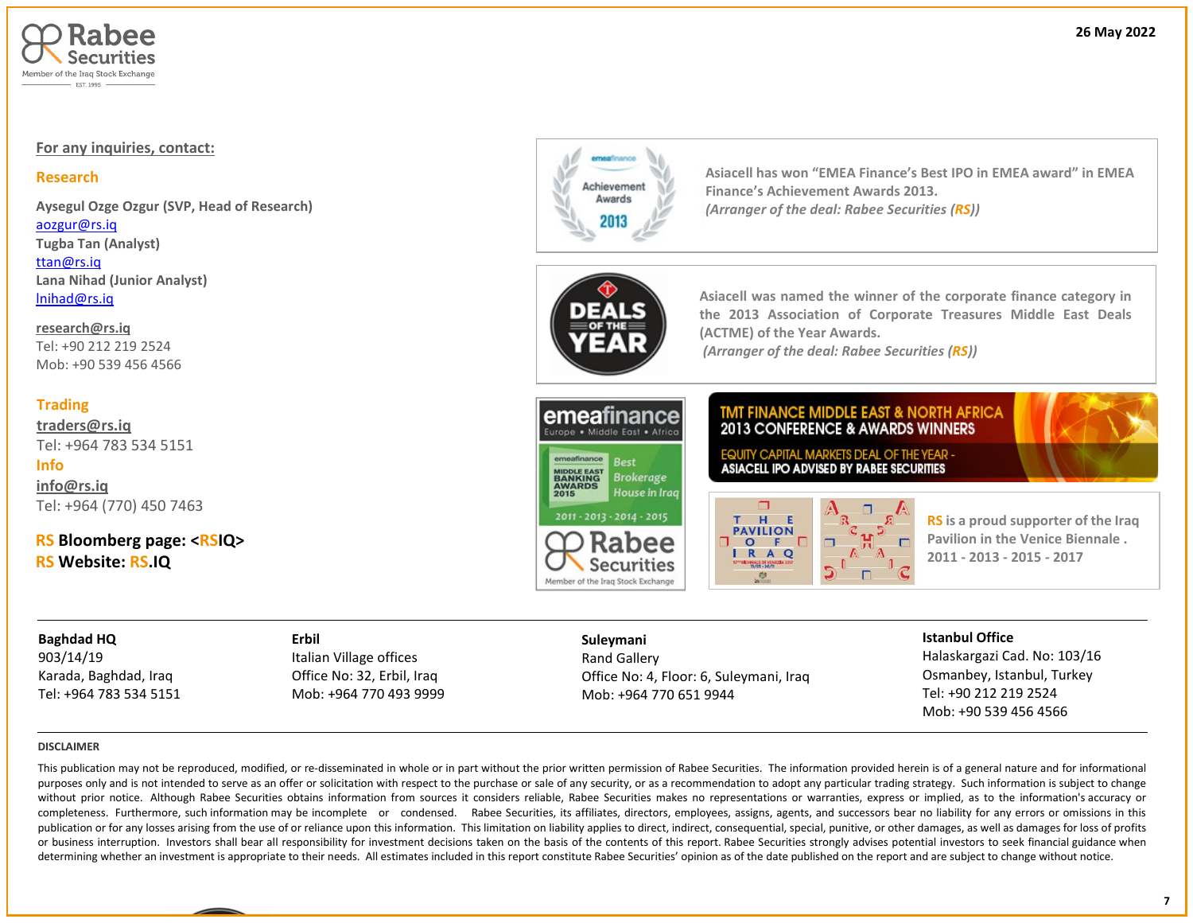26 May 2022

**For any inquiries, contact:**

**Research**

**Aysegul Ozge Ozgur (SVP, Head of Research)**
aozgur@rs.iq
**Tugba Tan (Analyst)**
ttan@rs.iq
**Lana Nihad (Junior Analyst)**
lnihad@rs.iq

research@rs.iq
Tel: +90 212 219 2524
Mob: +90 539 456 4566

**Trading**
traders@rs.iq
Tel: +964 783 534 5151

**Info**
info@rs.iq
Tel: +964 (770) 450 7463

**RS Bloomberg page: <RSIQ>**
**RS Website: RS.IQ**

Asiacell has won "EMEA Finance's Best IPO in EMEA award" in EMEA Finance's Achievement Awards 2013.
*(Arranger of the deal: Rabee Securities (RS))*

Asiacell was named the winner of the corporate finance category in the 2013 Association of Corporate Treasures Middle East Deals (ACTME) of the Year Awards.
*(Arranger of the deal: Rabee Securities (RS))*

emeafinance Middle East Banking Awards 2015 — Best Brokerage House in Iraq — 2011 - 2013 - 2014 - 2015

TMT FINANCE MIDDLE EAST & NORTH AFRICA 2013 CONFERENCE & AWARDS WINNERS
EQUITY CAPITAL MARKETS DEAL OF THE YEAR - ASIACELL IPO ADVISED BY RABEE SECURITIES

RS is a proud supporter of the Iraq Pavilion in the Venice Biennale .
2011 - 2013 - 2015 - 2017

**Baghdad HQ**
903/14/19
Karada, Baghdad, Iraq
Tel: +964 783 534 5151

**Erbil**
Italian Village offices
Office No: 32, Erbil, Iraq
Mob: +964 770 493 9999

**Suleymani**
Rand Gallery
Office No: 4, Floor: 6, Suleymani, Iraq
Mob: +964 770 651 9944

**Istanbul Office**
Halaskargazi Cad. No: 103/16
Osmanbey, Istanbul, Turkey
Tel: +90 212 219 2524
Mob: +90 539 456 4566

**DISCLAIMER**

This publication may not be reproduced, modified, or re-disseminated in whole or in part without the prior written permission of Rabee Securities. The information provided herein is of a general nature and for informational purposes only and is not intended to serve as an offer or solicitation with respect to the purchase or sale of any security, or as a recommendation to adopt any particular trading strategy. Such information is subject to change without prior notice. Although Rabee Securities obtains information from sources it considers reliable, Rabee Securities makes no representations or warranties, express or implied, as to the information's accuracy or completeness. Furthermore, such information may be incomplete or condensed. Rabee Securities, its affiliates, directors, employees, assigns, agents, and successors bear no liability for any errors or omissions in this publication or for any losses arising from the use of or reliance upon this information. This limitation on liability applies to direct, indirect, consequential, special, punitive, or other damages, as well as damages for loss of profits or business interruption. Investors shall bear all responsibility for investment decisions taken on the basis of the contents of this report. Rabee Securities strongly advises potential investors to seek financial guidance when determining whether an investment is appropriate to their needs. All estimates included in this report constitute Rabee Securities' opinion as of the date published on the report and are subject to change without notice.